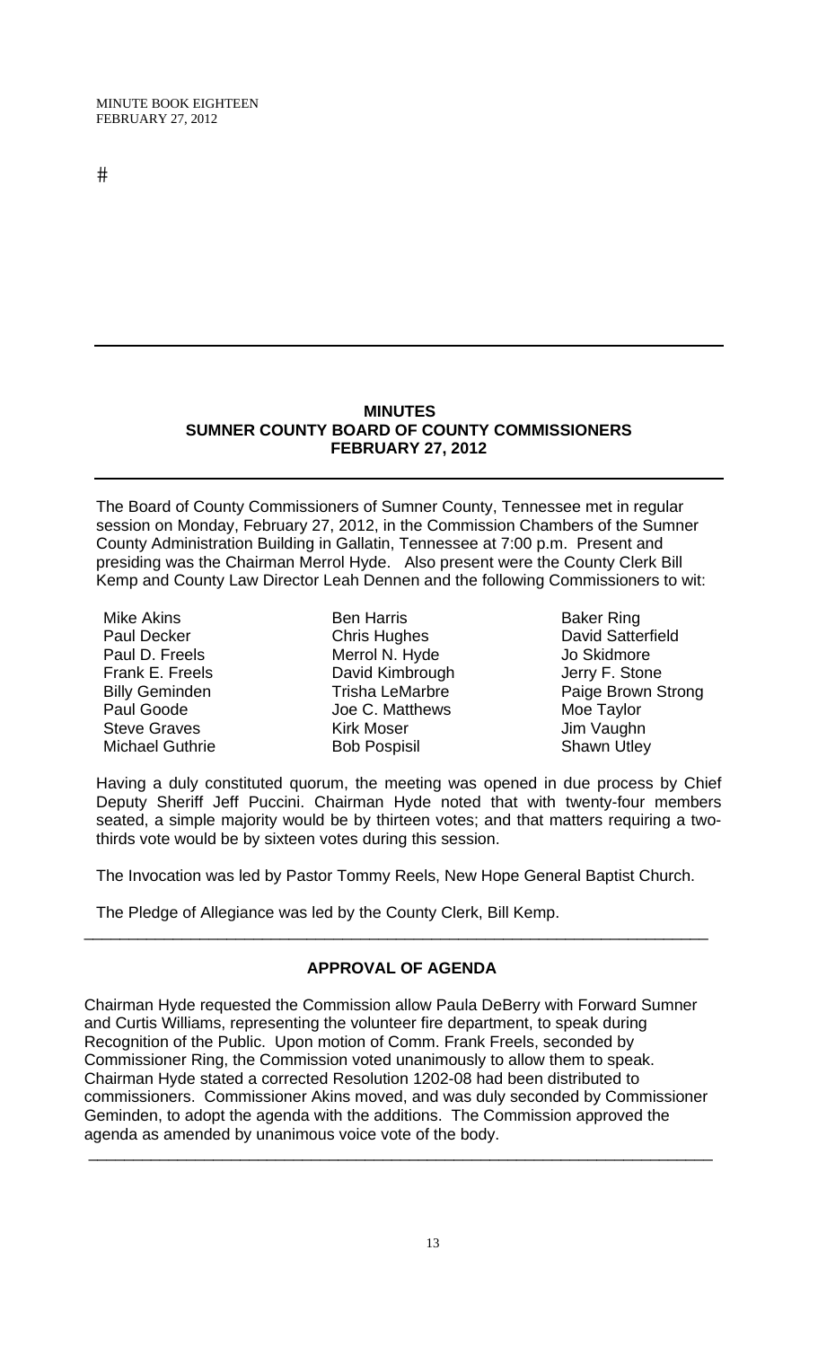#

## MINUTES
## SUMNER COUNTY BOARD OF COUNTY COMMISSIONERS
## FEBRUARY 27, 2012

The Board of County Commissioners of Sumner County, Tennessee met in regular session on Monday, February 27, 2012, in the Commission Chambers of the Sumner County Administration Building in Gallatin, Tennessee at 7:00 p.m. Present and presiding was the Chairman Merrol Hyde. Also present were the County Clerk Bill Kemp and County Law Director Leah Dennen and the following Commissioners to wit:

| | | |
|---|---|---|
| Mike Akins | Ben Harris | Baker Ring |
| Paul Decker | Chris Hughes | David Satterfield |
| Paul D. Freels | Merrol N. Hyde | Jo Skidmore |
| Frank E. Freels | David Kimbrough | Jerry F. Stone |
| Billy Geminden | Trisha LeMarbre | Paige Brown Strong |
| Paul Goode | Joe C. Matthews | Moe Taylor |
| Steve Graves | Kirk Moser | Jim Vaughn |
| Michael Guthrie | Bob Pospisil | Shawn Utley |

Having a duly constituted quorum, the meeting was opened in due process by Chief Deputy Sheriff Jeff Puccini. Chairman Hyde noted that with twenty-four members seated, a simple majority would be by thirteen votes; and that matters requiring a two-thirds vote would be by sixteen votes during this session.

The Invocation was led by Pastor Tommy Reels, New Hope General Baptist Church.

The Pledge of Allegiance was led by the County Clerk, Bill Kemp.

---

### APPROVAL OF AGENDA

Chairman Hyde requested the Commission allow Paula DeBerry with Forward Sumner and Curtis Williams, representing the volunteer fire department, to speak during Recognition of the Public. Upon motion of Comm. Frank Freels, seconded by Commissioner Ring, the Commission voted unanimously to allow them to speak. Chairman Hyde stated a corrected Resolution 1202-08 had been distributed to commissioners. Commissioner Akins moved, and was duly seconded by Commissioner Geminden, to adopt the agenda with the additions. The Commission approved the agenda as amended by unanimous voice vote of the body.

---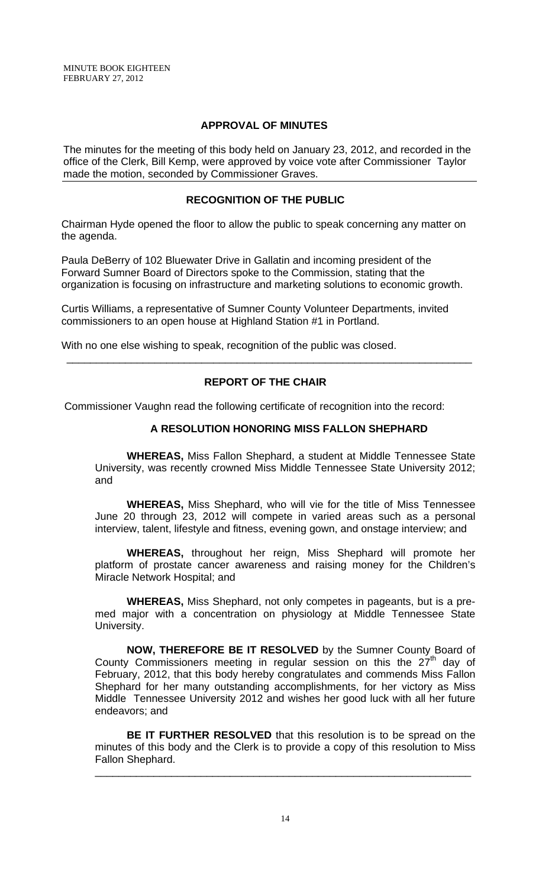## APPROVAL OF MINUTES

The minutes for the meeting of this body held on January 23, 2012, and recorded in the office of the Clerk, Bill Kemp, were approved by voice vote after Commissioner Taylor made the motion, seconded by Commissioner Graves.

## RECOGNITION OF THE PUBLIC

Chairman Hyde opened the floor to allow the public to speak concerning any matter on the agenda.

Paula DeBerry of 102 Bluewater Drive in Gallatin and incoming president of the Forward Sumner Board of Directors spoke to the Commission, stating that the organization is focusing on infrastructure and marketing solutions to economic growth.

Curtis Williams, a representative of Sumner County Volunteer Departments, invited commissioners to an open house at Highland Station #1 in Portland.

With no one else wishing to speak, recognition of the public was closed.

---

## REPORT OF THE CHAIR

Commissioner Vaughn read the following certificate of recognition into the record:

### A RESOLUTION HONORING MISS FALLON SHEPHARD

**WHEREAS,** Miss Fallon Shephard, a student at Middle Tennessee State University, was recently crowned Miss Middle Tennessee State University 2012; and

**WHEREAS,** Miss Shephard, who will vie for the title of Miss Tennessee June 20 through 23, 2012 will compete in varied areas such as a personal interview, talent, lifestyle and fitness, evening gown, and onstage interview; and

**WHEREAS,** throughout her reign, Miss Shephard will promote her platform of prostate cancer awareness and raising money for the Children's Miracle Network Hospital; and

**WHEREAS,** Miss Shephard, not only competes in pageants, but is a pre-med major with a concentration on physiology at Middle Tennessee State University.

**NOW, THEREFORE BE IT RESOLVED** by the Sumner County Board of County Commissioners meeting in regular session on this the 27th day of February, 2012, that this body hereby congratulates and commends Miss Fallon Shephard for her many outstanding accomplishments, for her victory as Miss Middle Tennessee University 2012 and wishes her good luck with all her future endeavors; and

**BE IT FURTHER RESOLVED** that this resolution is to be spread on the minutes of this body and the Clerk is to provide a copy of this resolution to Miss Fallon Shephard.

---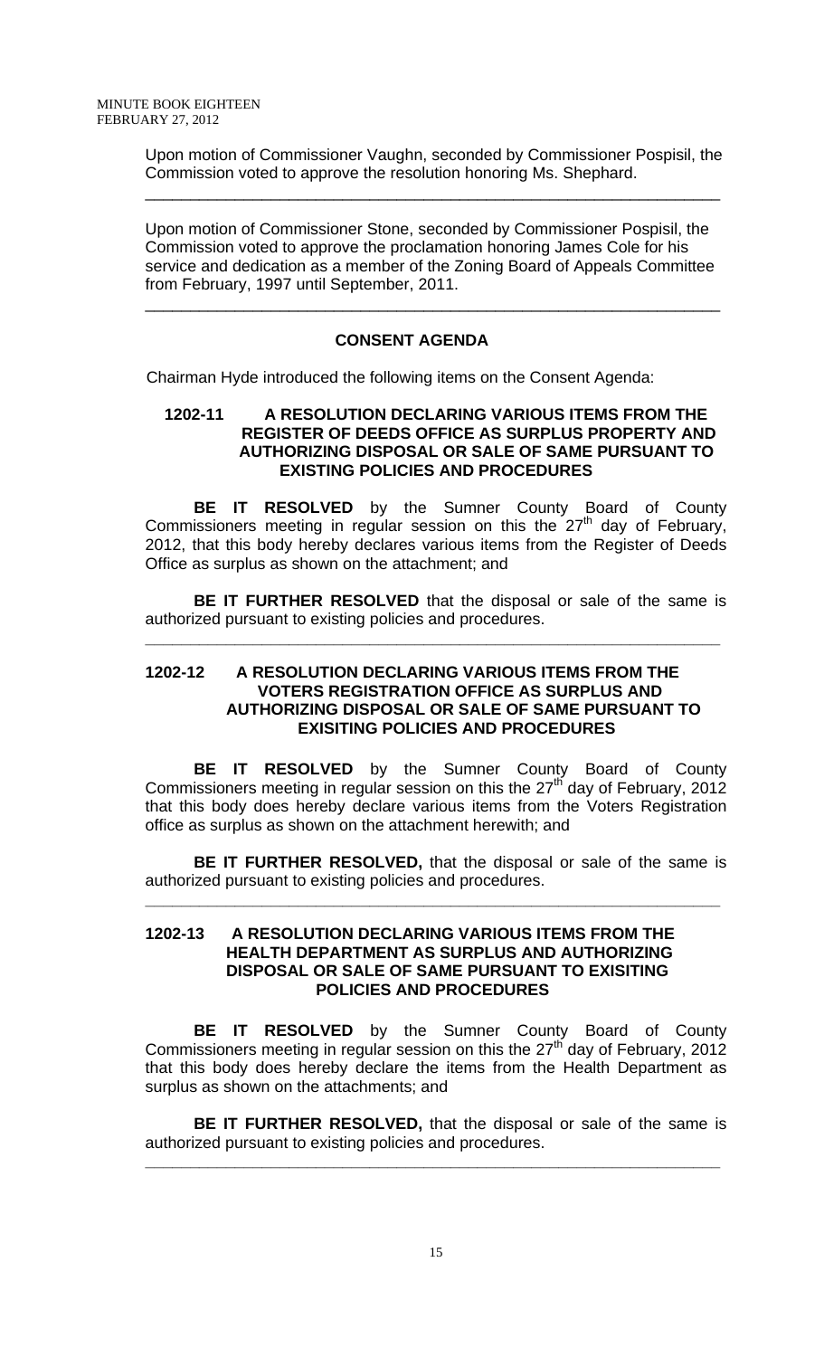Upon motion of Commissioner Vaughn, seconded by Commissioner Pospisil, the Commission voted to approve the resolution honoring Ms. Shephard.

---

Upon motion of Commissioner Stone, seconded by Commissioner Pospisil, the Commission voted to approve the proclamation honoring James Cole for his service and dedication as a member of the Zoning Board of Appeals Committee from February, 1997 until September, 2011.

---

## CONSENT AGENDA

Chairman Hyde introduced the following items on the Consent Agenda:

### 1202-11 A RESOLUTION DECLARING VARIOUS ITEMS FROM THE REGISTER OF DEEDS OFFICE AS SURPLUS PROPERTY AND AUTHORIZING DISPOSAL OR SALE OF SAME PURSUANT TO EXISTING POLICIES AND PROCEDURES

**BE IT RESOLVED** by the Sumner County Board of County Commissioners meeting in regular session on this the 27th day of February, 2012, that this body hereby declares various items from the Register of Deeds Office as surplus as shown on the attachment; and

**BE IT FURTHER RESOLVED** that the disposal or sale of the same is authorized pursuant to existing policies and procedures.

---

### 1202-12 A RESOLUTION DECLARING VARIOUS ITEMS FROM THE VOTERS REGISTRATION OFFICE AS SURPLUS AND AUTHORIZING DISPOSAL OR SALE OF SAME PURSUANT TO EXISITING POLICIES AND PROCEDURES

**BE IT RESOLVED** by the Sumner County Board of County Commissioners meeting in regular session on this the 27th day of February, 2012 that this body does hereby declare various items from the Voters Registration office as surplus as shown on the attachment herewith; and

**BE IT FURTHER RESOLVED,** that the disposal or sale of the same is authorized pursuant to existing policies and procedures.

---

### 1202-13 A RESOLUTION DECLARING VARIOUS ITEMS FROM THE HEALTH DEPARTMENT AS SURPLUS AND AUTHORIZING DISPOSAL OR SALE OF SAME PURSUANT TO EXISITING POLICIES AND PROCEDURES

**BE IT RESOLVED** by the Sumner County Board of County Commissioners meeting in regular session on this the 27th day of February, 2012 that this body does hereby declare the items from the Health Department as surplus as shown on the attachments; and

**BE IT FURTHER RESOLVED,** that the disposal or sale of the same is authorized pursuant to existing policies and procedures.

---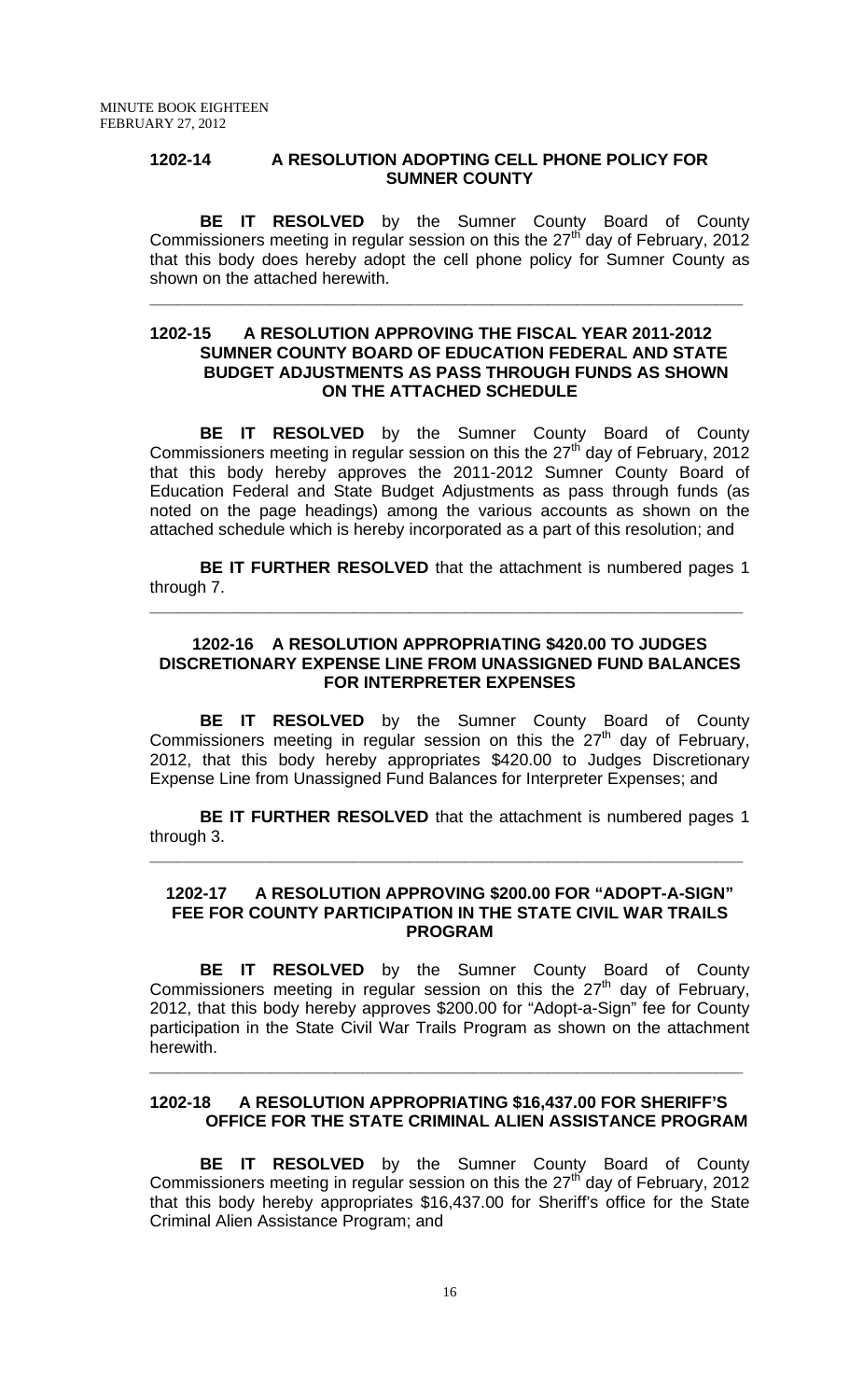### 1202-14 A RESOLUTION ADOPTING CELL PHONE POLICY FOR SUMNER COUNTY

**BE IT RESOLVED** by the Sumner County Board of County Commissioners meeting in regular session on this the 27th day of February, 2012 that this body does hereby adopt the cell phone policy for Sumner County as shown on the attached herewith.

---

### 1202-15 A RESOLUTION APPROVING THE FISCAL YEAR 2011-2012 SUMNER COUNTY BOARD OF EDUCATION FEDERAL AND STATE BUDGET ADJUSTMENTS AS PASS THROUGH FUNDS AS SHOWN ON THE ATTACHED SCHEDULE

**BE IT RESOLVED** by the Sumner County Board of County Commissioners meeting in regular session on this the 27th day of February, 2012 that this body hereby approves the 2011-2012 Sumner County Board of Education Federal and State Budget Adjustments as pass through funds (as noted on the page headings) among the various accounts as shown on the attached schedule which is hereby incorporated as a part of this resolution; and

**BE IT FURTHER RESOLVED** that the attachment is numbered pages 1 through 7.

---

### 1202-16 A RESOLUTION APPROPRIATING $420.00 TO JUDGES DISCRETIONARY EXPENSE LINE FROM UNASSIGNED FUND BALANCES FOR INTERPRETER EXPENSES

**BE IT RESOLVED** by the Sumner County Board of County Commissioners meeting in regular session on this the 27th day of February, 2012, that this body hereby appropriates $420.00 to Judges Discretionary Expense Line from Unassigned Fund Balances for Interpreter Expenses; and

**BE IT FURTHER RESOLVED** that the attachment is numbered pages 1 through 3.

---

### 1202-17 A RESOLUTION APPROVING $200.00 FOR "ADOPT-A-SIGN" FEE FOR COUNTY PARTICIPATION IN THE STATE CIVIL WAR TRAILS PROGRAM

**BE IT RESOLVED** by the Sumner County Board of County Commissioners meeting in regular session on this the 27th day of February, 2012, that this body hereby approves $200.00 for "Adopt-a-Sign" fee for County participation in the State Civil War Trails Program as shown on the attachment herewith.

---

### 1202-18 A RESOLUTION APPROPRIATING $16,437.00 FOR SHERIFF'S OFFICE FOR THE STATE CRIMINAL ALIEN ASSISTANCE PROGRAM

**BE IT RESOLVED** by the Sumner County Board of County Commissioners meeting in regular session on this the 27th day of February, 2012 that this body hereby appropriates $16,437.00 for Sheriff's office for the State Criminal Alien Assistance Program; and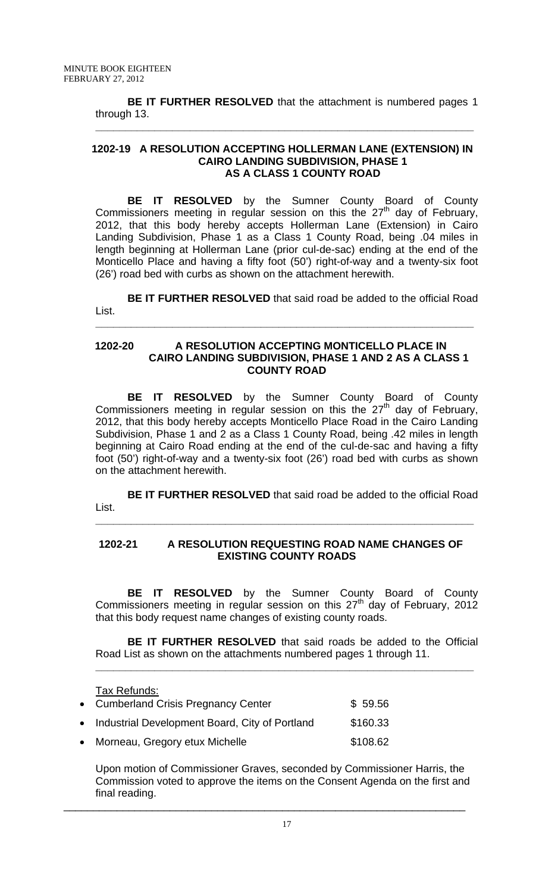**BE IT FURTHER RESOLVED** that the attachment is numbered pages 1 through 13.

---

**1202-19 A RESOLUTION ACCEPTING HOLLERMAN LANE (EXTENSION) IN CAIRO LANDING SUBDIVISION, PHASE 1 AS A CLASS 1 COUNTY ROAD**

**BE IT RESOLVED** by the Sumner County Board of County Commissioners meeting in regular session on this the 27th day of February, 2012, that this body hereby accepts Hollerman Lane (Extension) in Cairo Landing Subdivision, Phase 1 as a Class 1 County Road, being .04 miles in length beginning at Hollerman Lane (prior cul-de-sac) ending at the end of the Monticello Place and having a fifty foot (50') right-of-way and a twenty-six foot (26') road bed with curbs as shown on the attachment herewith.

**BE IT FURTHER RESOLVED** that said road be added to the official Road List.

---

**1202-20 A RESOLUTION ACCEPTING MONTICELLO PLACE IN CAIRO LANDING SUBDIVISION, PHASE 1 AND 2 AS A CLASS 1 COUNTY ROAD**

**BE IT RESOLVED** by the Sumner County Board of County Commissioners meeting in regular session on this the 27th day of February, 2012, that this body hereby accepts Monticello Place Road in the Cairo Landing Subdivision, Phase 1 and 2 as a Class 1 County Road, being .42 miles in length beginning at Cairo Road ending at the end of the cul-de-sac and having a fifty foot (50') right-of-way and a twenty-six foot (26') road bed with curbs as shown on the attachment herewith.

**BE IT FURTHER RESOLVED** that said road be added to the official Road List.

---

**1202-21 A RESOLUTION REQUESTING ROAD NAME CHANGES OF EXISTING COUNTY ROADS**

**BE IT RESOLVED** by the Sumner County Board of County Commissioners meeting in regular session on this 27th day of February, 2012 that this body request name changes of existing county roads.

**BE IT FURTHER RESOLVED** that said roads be added to the Official Road List as shown on the attachments numbered pages 1 through 11.

---

Tax Refunds:

| | |
|---|---|
| • Cumberland Crisis Pregnancy Center | $ 59.56 |
| • Industrial Development Board, City of Portland | $160.33 |
| • Morneau, Gregory etux Michelle | $108.62 |

Upon motion of Commissioner Graves, seconded by Commissioner Harris, the Commission voted to approve the items on the Consent Agenda on the first and final reading.

---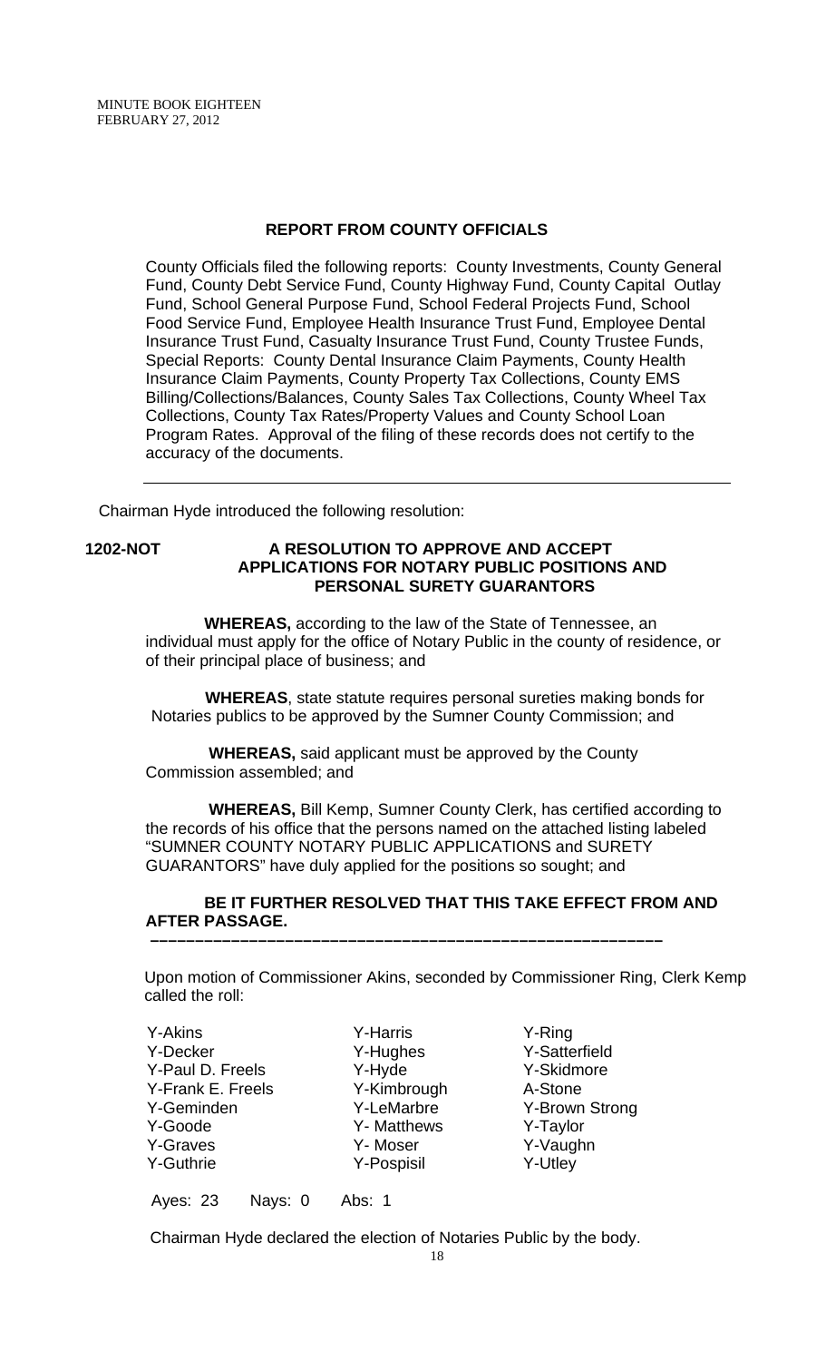## REPORT FROM COUNTY OFFICIALS

County Officials filed the following reports: County Investments, County General Fund, County Debt Service Fund, County Highway Fund, County Capital Outlay Fund, School General Purpose Fund, School Federal Projects Fund, School Food Service Fund, Employee Health Insurance Trust Fund, Employee Dental Insurance Trust Fund, Casualty Insurance Trust Fund, County Trustee Funds, Special Reports: County Dental Insurance Claim Payments, County Health Insurance Claim Payments, County Property Tax Collections, County EMS Billing/Collections/Balances, County Sales Tax Collections, County Wheel Tax Collections, County Tax Rates/Property Values and County School Loan Program Rates. Approval of the filing of these records does not certify to the accuracy of the documents.

---

Chairman Hyde introduced the following resolution:

**1202-NOT A RESOLUTION TO APPROVE AND ACCEPT APPLICATIONS FOR NOTARY PUBLIC POSITIONS AND PERSONAL SURETY GUARANTORS**

**WHEREAS,** according to the law of the State of Tennessee, an individual must apply for the office of Notary Public in the county of residence, or of their principal place of business; and

**WHEREAS**, state statute requires personal sureties making bonds for Notaries publics to be approved by the Sumner County Commission; and

**WHEREAS,** said applicant must be approved by the County Commission assembled; and

**WHEREAS,** Bill Kemp, Sumner County Clerk, has certified according to the records of his office that the persons named on the attached listing labeled "SUMNER COUNTY NOTARY PUBLIC APPLICATIONS and SURETY GUARANTORS" have duly applied for the positions so sought; and

**BE IT FURTHER RESOLVED THAT THIS TAKE EFFECT FROM AND AFTER PASSAGE.**

**\_\_\_\_\_\_\_\_\_\_\_\_\_\_\_\_\_\_\_\_\_\_\_\_\_\_\_\_\_\_\_\_\_\_\_\_\_\_\_\_\_\_\_\_\_\_\_\_\_\_\_\_\_\_\_\_**

Upon motion of Commissioner Akins, seconded by Commissioner Ring, Clerk Kemp called the roll:

| | | |
|---|---|---|
| Y-Akins | Y-Harris | Y-Ring |
| Y-Decker | Y-Hughes | Y-Satterfield |
| Y-Paul D. Freels | Y-Hyde | Y-Skidmore |
| Y-Frank E. Freels | Y-Kimbrough | A-Stone |
| Y-Geminden | Y-LeMarbre | Y-Brown Strong |
| Y-Goode | Y- Matthews | Y-Taylor |
| Y-Graves | Y- Moser | Y-Vaughn |
| Y-Guthrie | Y-Pospisil | Y-Utley |

Ayes: 23 Nays: 0 Abs: 1

Chairman Hyde declared the election of Notaries Public by the body.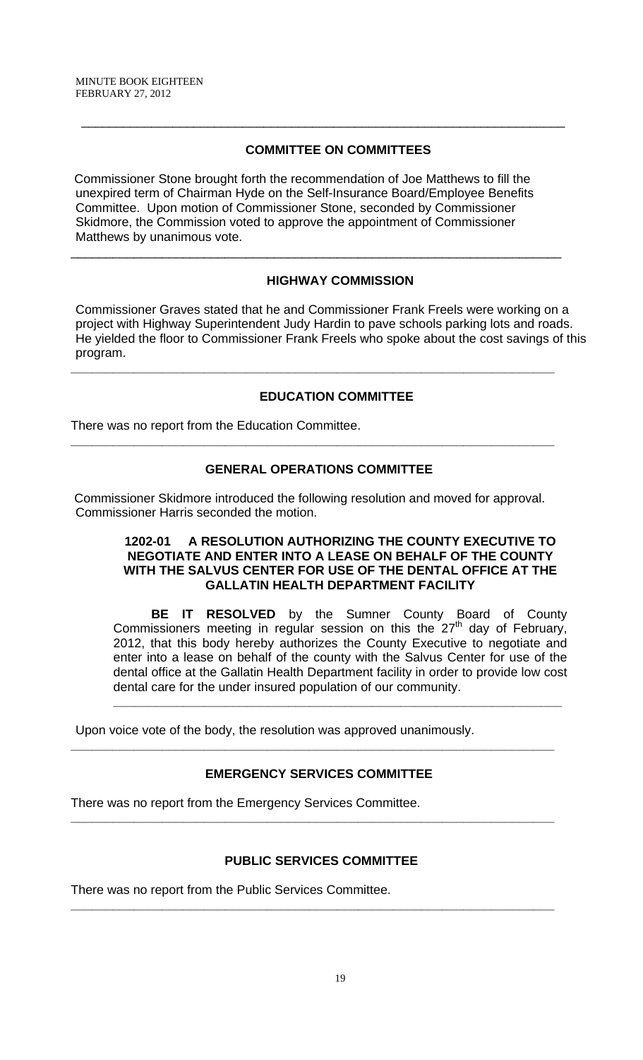## COMMITTEE ON COMMITTEES

Commissioner Stone brought forth the recommendation of Joe Matthews to fill the unexpired term of Chairman Hyde on the Self-Insurance Board/Employee Benefits Committee. Upon motion of Commissioner Stone, seconded by Commissioner Skidmore, the Commission voted to approve the appointment of Commissioner Matthews by unanimous vote.

---

## HIGHWAY COMMISSION

Commissioner Graves stated that he and Commissioner Frank Freels were working on a project with Highway Superintendent Judy Hardin to pave schools parking lots and roads. He yielded the floor to Commissioner Frank Freels who spoke about the cost savings of this program.

---

## EDUCATION COMMITTEE

There was no report from the Education Committee.

---

## GENERAL OPERATIONS COMMITTEE

Commissioner Skidmore introduced the following resolution and moved for approval. Commissioner Harris seconded the motion.

**1202-01 A RESOLUTION AUTHORIZING THE COUNTY EXECUTIVE TO NEGOTIATE AND ENTER INTO A LEASE ON BEHALF OF THE COUNTY WITH THE SALVUS CENTER FOR USE OF THE DENTAL OFFICE AT THE GALLATIN HEALTH DEPARTMENT FACILITY**

**BE IT RESOLVED** by the Sumner County Board of County Commissioners meeting in regular session on this the 27th day of February, 2012, that this body hereby authorizes the County Executive to negotiate and enter into a lease on behalf of the county with the Salvus Center for use of the dental office at the Gallatin Health Department facility in order to provide low cost dental care for the under insured population of our community.

---

Upon voice vote of the body, the resolution was approved unanimously.

---

## EMERGENCY SERVICES COMMITTEE

There was no report from the Emergency Services Committee.

---

## PUBLIC SERVICES COMMITTEE

There was no report from the Public Services Committee.

---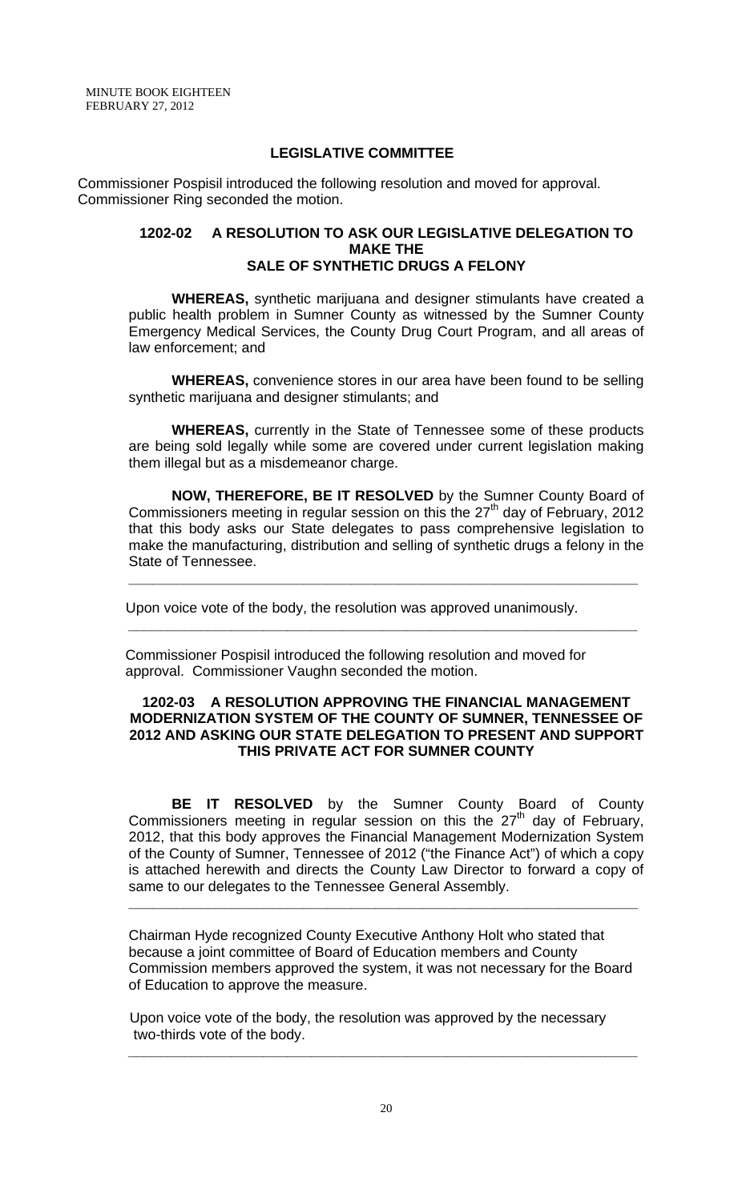## LEGISLATIVE COMMITTEE

Commissioner Pospisil introduced the following resolution and moved for approval. Commissioner Ring seconded the motion.

### 1202-02 A RESOLUTION TO ASK OUR LEGISLATIVE DELEGATION TO MAKE THE SALE OF SYNTHETIC DRUGS A FELONY

**WHEREAS,** synthetic marijuana and designer stimulants have created a public health problem in Sumner County as witnessed by the Sumner County Emergency Medical Services, the County Drug Court Program, and all areas of law enforcement; and

**WHEREAS,** convenience stores in our area have been found to be selling synthetic marijuana and designer stimulants; and

**WHEREAS,** currently in the State of Tennessee some of these products are being sold legally while some are covered under current legislation making them illegal but as a misdemeanor charge.

**NOW, THEREFORE, BE IT RESOLVED** by the Sumner County Board of Commissioners meeting in regular session on this the 27th day of February, 2012 that this body asks our State delegates to pass comprehensive legislation to make the manufacturing, distribution and selling of synthetic drugs a felony in the State of Tennessee.

---

Upon voice vote of the body, the resolution was approved unanimously.

---

Commissioner Pospisil introduced the following resolution and moved for approval. Commissioner Vaughn seconded the motion.

### 1202-03 A RESOLUTION APPROVING THE FINANCIAL MANAGEMENT MODERNIZATION SYSTEM OF THE COUNTY OF SUMNER, TENNESSEE OF 2012 AND ASKING OUR STATE DELEGATION TO PRESENT AND SUPPORT THIS PRIVATE ACT FOR SUMNER COUNTY

**BE IT RESOLVED** by the Sumner County Board of County Commissioners meeting in regular session on this the 27th day of February, 2012, that this body approves the Financial Management Modernization System of the County of Sumner, Tennessee of 2012 ("the Finance Act") of which a copy is attached herewith and directs the County Law Director to forward a copy of same to our delegates to the Tennessee General Assembly.

---

Chairman Hyde recognized County Executive Anthony Holt who stated that because a joint committee of Board of Education members and County Commission members approved the system, it was not necessary for the Board of Education to approve the measure.

Upon voice vote of the body, the resolution was approved by the necessary two-thirds vote of the body.

---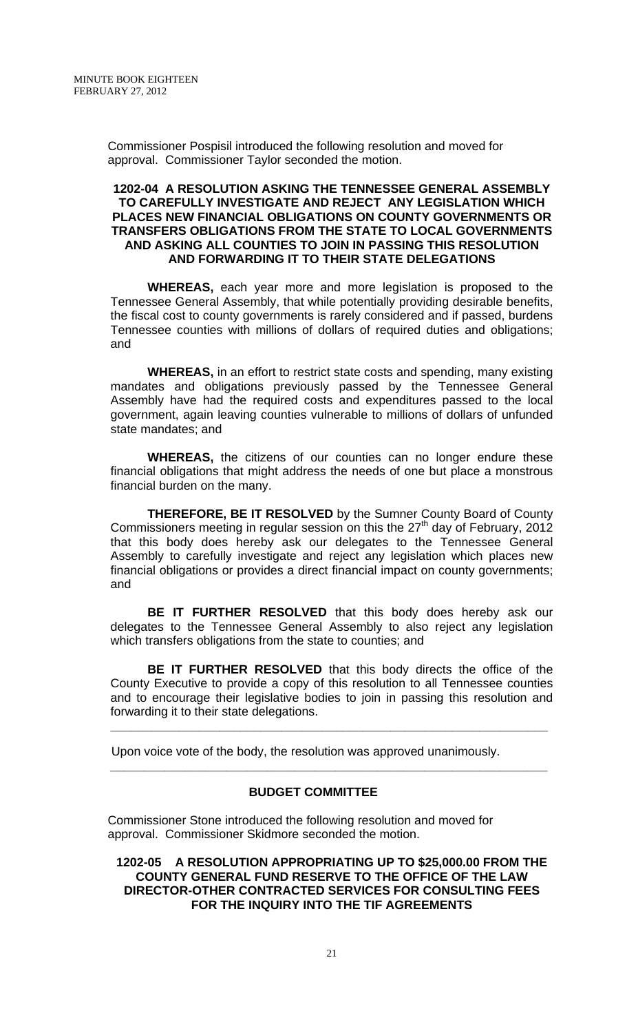Commissioner Pospisil introduced the following resolution and moved for approval. Commissioner Taylor seconded the motion.

**1202-04 A RESOLUTION ASKING THE TENNESSEE GENERAL ASSEMBLY TO CAREFULLY INVESTIGATE AND REJECT ANY LEGISLATION WHICH PLACES NEW FINANCIAL OBLIGATIONS ON COUNTY GOVERNMENTS OR TRANSFERS OBLIGATIONS FROM THE STATE TO LOCAL GOVERNMENTS AND ASKING ALL COUNTIES TO JOIN IN PASSING THIS RESOLUTION AND FORWARDING IT TO THEIR STATE DELEGATIONS**

**WHEREAS,** each year more and more legislation is proposed to the Tennessee General Assembly, that while potentially providing desirable benefits, the fiscal cost to county governments is rarely considered and if passed, burdens Tennessee counties with millions of dollars of required duties and obligations; and

**WHEREAS,** in an effort to restrict state costs and spending, many existing mandates and obligations previously passed by the Tennessee General Assembly have had the required costs and expenditures passed to the local government, again leaving counties vulnerable to millions of dollars of unfunded state mandates; and

**WHEREAS,** the citizens of our counties can no longer endure these financial obligations that might address the needs of one but place a monstrous financial burden on the many.

**THEREFORE, BE IT RESOLVED** by the Sumner County Board of County Commissioners meeting in regular session on this the 27th day of February, 2012 that this body does hereby ask our delegates to the Tennessee General Assembly to carefully investigate and reject any legislation which places new financial obligations or provides a direct financial impact on county governments; and

**BE IT FURTHER RESOLVED** that this body does hereby ask our delegates to the Tennessee General Assembly to also reject any legislation which transfers obligations from the state to counties; and

**BE IT FURTHER RESOLVED** that this body directs the office of the County Executive to provide a copy of this resolution to all Tennessee counties and to encourage their legislative bodies to join in passing this resolution and forwarding it to their state delegations.

---

Upon voice vote of the body, the resolution was approved unanimously.

---

## BUDGET COMMITTEE

Commissioner Stone introduced the following resolution and moved for approval. Commissioner Skidmore seconded the motion.

**1202-05 A RESOLUTION APPROPRIATING UP TO $25,000.00 FROM THE COUNTY GENERAL FUND RESERVE TO THE OFFICE OF THE LAW DIRECTOR-OTHER CONTRACTED SERVICES FOR CONSULTING FEES FOR THE INQUIRY INTO THE TIF AGREEMENTS**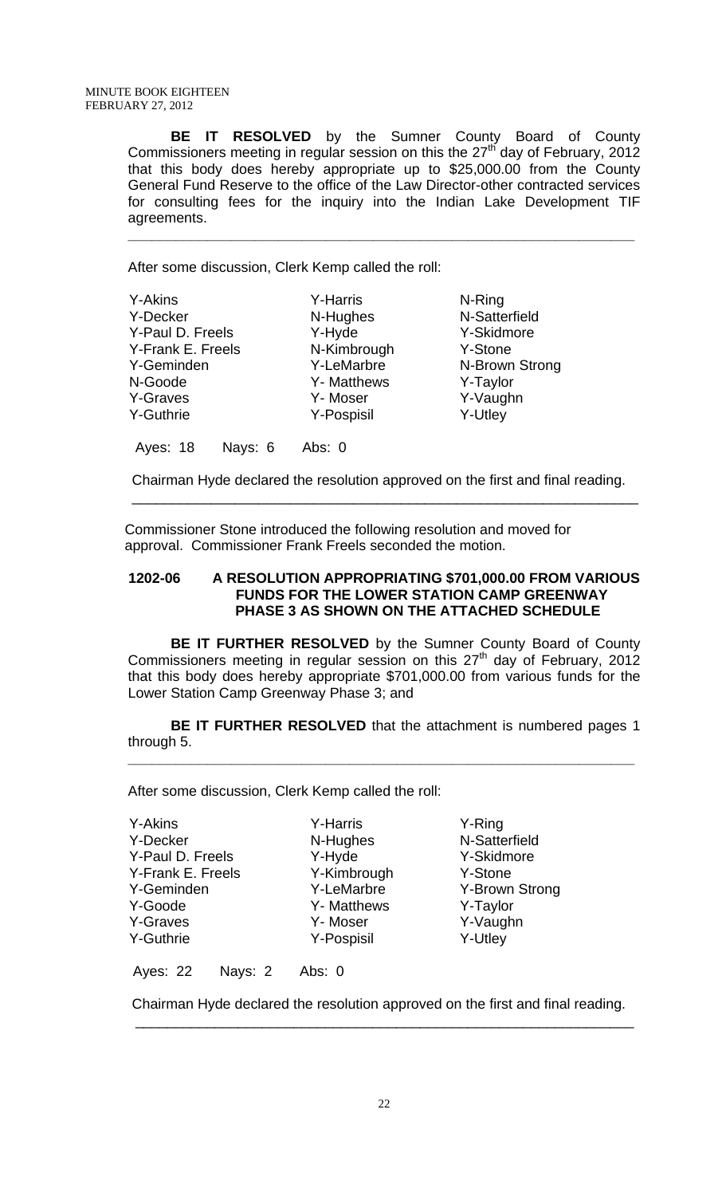**BE IT RESOLVED** by the Sumner County Board of County Commissioners meeting in regular session on this the 27th day of February, 2012 that this body does hereby appropriate up to $25,000.00 from the County General Fund Reserve to the office of the Law Director-other contracted services for consulting fees for the inquiry into the Indian Lake Development TIF agreements.

---

After some discussion, Clerk Kemp called the roll:

| | | |
|---|---|---|
| Y-Akins | Y-Harris | N-Ring |
| Y-Decker | N-Hughes | N-Satterfield |
| Y-Paul D. Freels | Y-Hyde | Y-Skidmore |
| Y-Frank E. Freels | N-Kimbrough | Y-Stone |
| Y-Geminden | Y-LeMarbre | N-Brown Strong |
| N-Goode | Y- Matthews | Y-Taylor |
| Y-Graves | Y- Moser | Y-Vaughn |
| Y-Guthrie | Y-Pospisil | Y-Utley |

Ayes: 18 Nays: 6 Abs: 0

Chairman Hyde declared the resolution approved on the first and final reading.

---

Commissioner Stone introduced the following resolution and moved for approval. Commissioner Frank Freels seconded the motion.

**1202-06 A RESOLUTION APPROPRIATING $701,000.00 FROM VARIOUS FUNDS FOR THE LOWER STATION CAMP GREENWAY PHASE 3 AS SHOWN ON THE ATTACHED SCHEDULE**

**BE IT FURTHER RESOLVED** by the Sumner County Board of County Commissioners meeting in regular session on this 27th day of February, 2012 that this body does hereby appropriate $701,000.00 from various funds for the Lower Station Camp Greenway Phase 3; and

**BE IT FURTHER RESOLVED** that the attachment is numbered pages 1 through 5.

---

After some discussion, Clerk Kemp called the roll:

| | | |
|---|---|---|
| Y-Akins | Y-Harris | Y-Ring |
| Y-Decker | N-Hughes | N-Satterfield |
| Y-Paul D. Freels | Y-Hyde | Y-Skidmore |
| Y-Frank E. Freels | Y-Kimbrough | Y-Stone |
| Y-Geminden | Y-LeMarbre | Y-Brown Strong |
| Y-Goode | Y- Matthews | Y-Taylor |
| Y-Graves | Y- Moser | Y-Vaughn |
| Y-Guthrie | Y-Pospisil | Y-Utley |

Ayes: 22 Nays: 2 Abs: 0

Chairman Hyde declared the resolution approved on the first and final reading.

---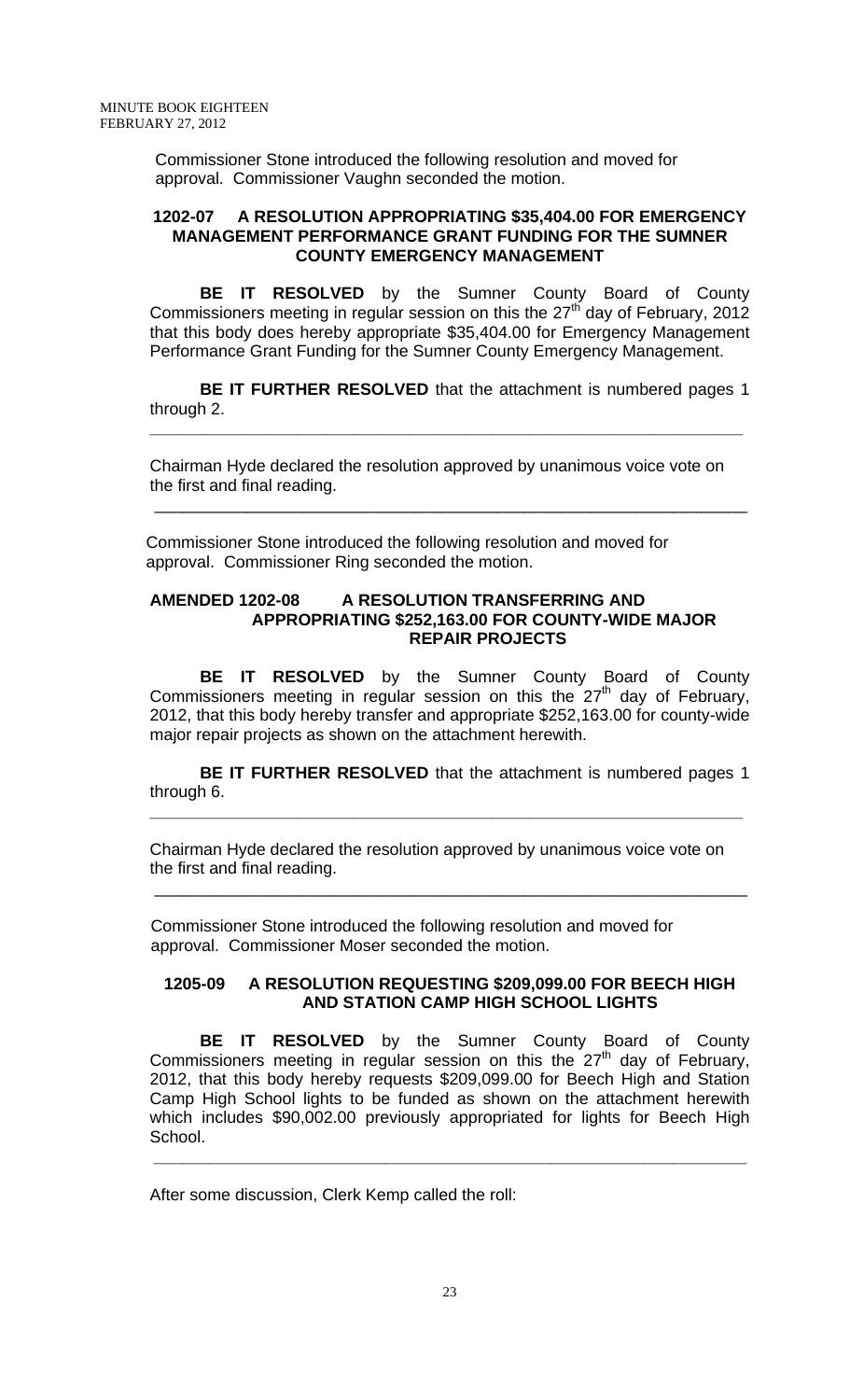Commissioner Stone introduced the following resolution and moved for approval. Commissioner Vaughn seconded the motion.

**1202-07 A RESOLUTION APPROPRIATING $35,404.00 FOR EMERGENCY MANAGEMENT PERFORMANCE GRANT FUNDING FOR THE SUMNER COUNTY EMERGENCY MANAGEMENT**

**BE IT RESOLVED** by the Sumner County Board of County Commissioners meeting in regular session on this the 27th day of February, 2012 that this body does hereby appropriate $35,404.00 for Emergency Management Performance Grant Funding for the Sumner County Emergency Management.

**BE IT FURTHER RESOLVED** that the attachment is numbered pages 1 through 2.

---

Chairman Hyde declared the resolution approved by unanimous voice vote on the first and final reading.

---

Commissioner Stone introduced the following resolution and moved for approval. Commissioner Ring seconded the motion.

**AMENDED 1202-08 A RESOLUTION TRANSFERRING AND APPROPRIATING $252,163.00 FOR COUNTY-WIDE MAJOR REPAIR PROJECTS**

**BE IT RESOLVED** by the Sumner County Board of County Commissioners meeting in regular session on this the 27th day of February, 2012, that this body hereby transfer and appropriate $252,163.00 for county-wide major repair projects as shown on the attachment herewith.

**BE IT FURTHER RESOLVED** that the attachment is numbered pages 1 through 6.

---

Chairman Hyde declared the resolution approved by unanimous voice vote on the first and final reading.

---

Commissioner Stone introduced the following resolution and moved for approval. Commissioner Moser seconded the motion.

**1205-09 A RESOLUTION REQUESTING $209,099.00 FOR BEECH HIGH AND STATION CAMP HIGH SCHOOL LIGHTS**

**BE IT RESOLVED** by the Sumner County Board of County Commissioners meeting in regular session on this the 27th day of February, 2012, that this body hereby requests $209,099.00 for Beech High and Station Camp High School lights to be funded as shown on the attachment herewith which includes $90,002.00 previously appropriated for lights for Beech High School.

---

After some discussion, Clerk Kemp called the roll: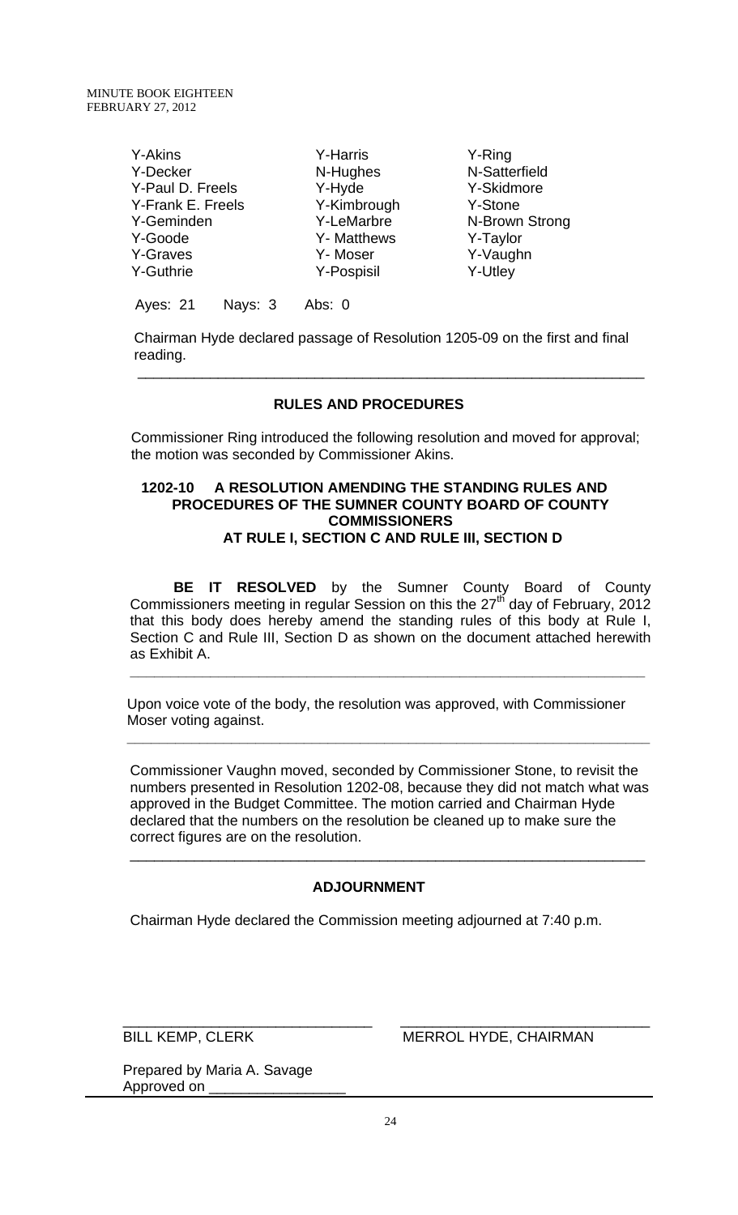| | | |
|---|---|---|
| Y-Akins | Y-Harris | Y-Ring |
| Y-Decker | N-Hughes | N-Satterfield |
| Y-Paul D. Freels | Y-Hyde | Y-Skidmore |
| Y-Frank E. Freels | Y-Kimbrough | Y-Stone |
| Y-Geminden | Y-LeMarbre | N-Brown Strong |
| Y-Goode | Y- Matthews | Y-Taylor |
| Y-Graves | Y- Moser | Y-Vaughn |
| Y-Guthrie | Y-Pospisil | Y-Utley |

Ayes: 21 Nays: 3 Abs: 0

Chairman Hyde declared passage of Resolution 1205-09 on the first and final reading.

---

## RULES AND PROCEDURES

Commissioner Ring introduced the following resolution and moved for approval; the motion was seconded by Commissioner Akins.

### 1202-10 A RESOLUTION AMENDING THE STANDING RULES AND PROCEDURES OF THE SUMNER COUNTY BOARD OF COUNTY COMMISSIONERS AT RULE I, SECTION C AND RULE III, SECTION D

**BE IT RESOLVED** by the Sumner County Board of County Commissioners meeting in regular Session on this the 27th day of February, 2012 that this body does hereby amend the standing rules of this body at Rule I, Section C and Rule III, Section D as shown on the document attached herewith as Exhibit A.

---

Upon voice vote of the body, the resolution was approved, with Commissioner Moser voting against.

---

Commissioner Vaughn moved, seconded by Commissioner Stone, to revisit the numbers presented in Resolution 1202-08, because they did not match what was approved in the Budget Committee. The motion carried and Chairman Hyde declared that the numbers on the resolution be cleaned up to make sure the correct figures are on the resolution.

---

## ADJOURNMENT

Chairman Hyde declared the Commission meeting adjourned at 7:40 p.m.

\_\_\_\_\_\_\_\_\_\_\_\_\_\_\_\_\_\_\_\_\_\_\_\_\_\_\_\_\_\_ \_\_\_\_\_\_\_\_\_\_\_\_\_\_\_\_\_\_\_\_\_\_\_\_\_\_\_\_\_\_

BILL KEMP, CLERK MERROL HYDE, CHAIRMAN

Prepared by Maria A. Savage

Approved on \_\_\_\_\_\_\_\_\_\_\_\_\_\_\_\_